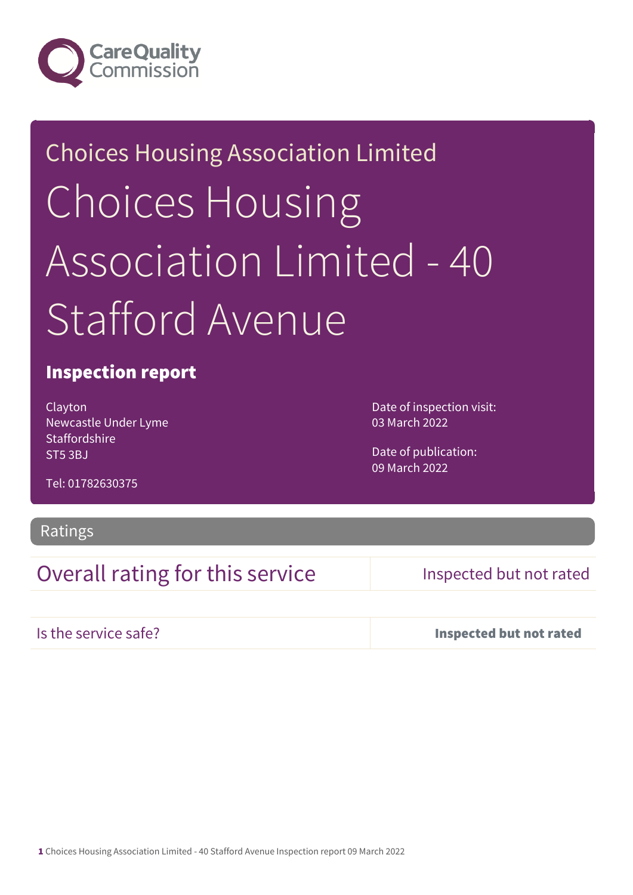Care Quality Commission

Choices Housing Association Limited

# Choices Housing Association Limited - 40 Stafford Avenue

## Inspection report

Clayton
Newcastle Under Lyme
Staffordshire
ST5 3BJ

Tel: 01782630375

Date of inspection visit:
03 March 2022

Date of publication:
09 March 2022

## Ratings

| Overall rating for this service | Inspected but not rated |
| --- | --- |
| Is the service safe? | **Inspected but not rated** |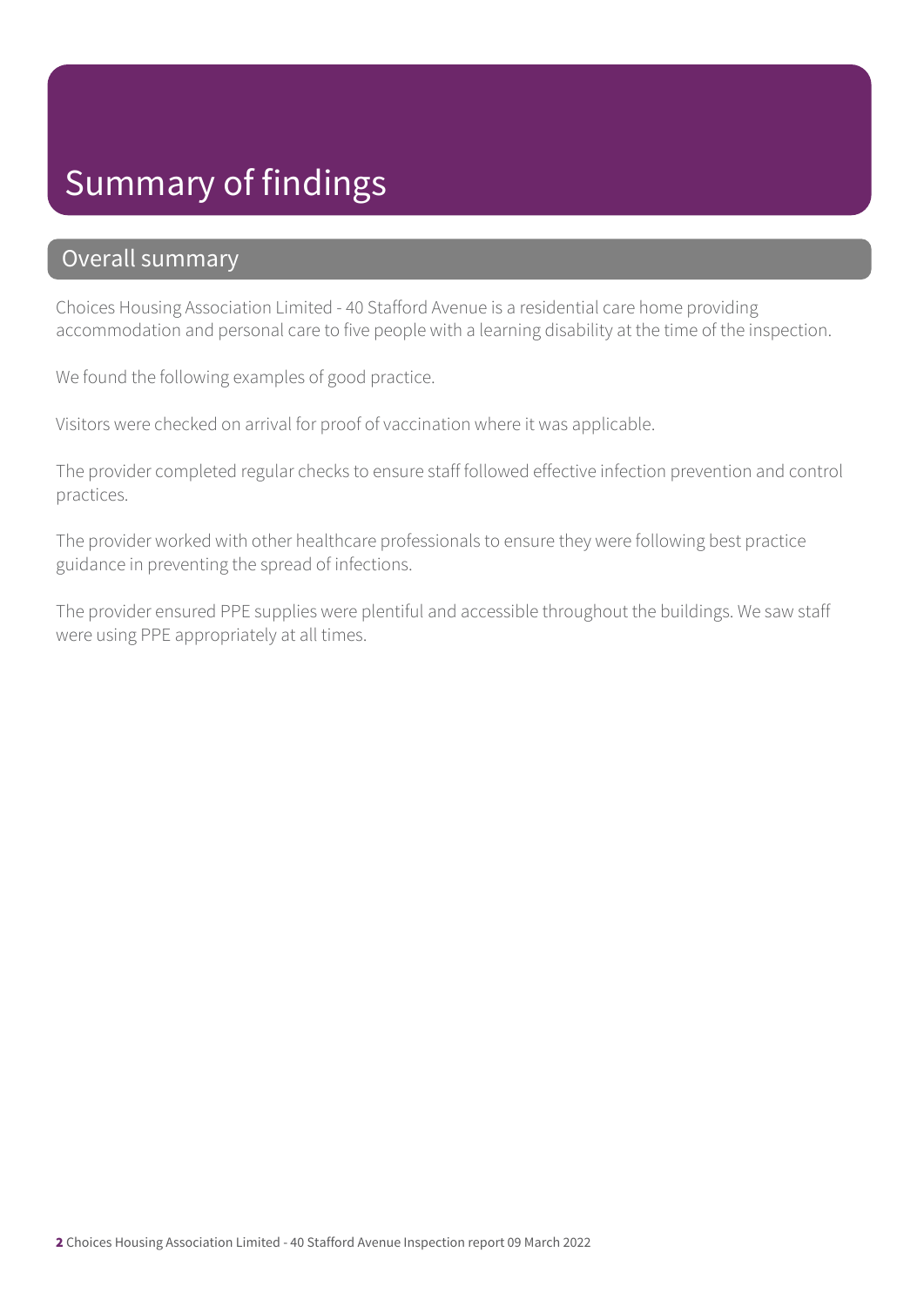# Summary of findings

## Overall summary

Choices Housing Association Limited - 40 Stafford Avenue is a residential care home providing accommodation and personal care to five people with a learning disability at the time of the inspection.

We found the following examples of good practice.

Visitors were checked on arrival for proof of vaccination where it was applicable.

The provider completed regular checks to ensure staff followed effective infection prevention and control practices.

The provider worked with other healthcare professionals to ensure they were following best practice guidance in preventing the spread of infections.

The provider ensured PPE supplies were plentiful and accessible throughout the buildings. We saw staff were using PPE appropriately at all times.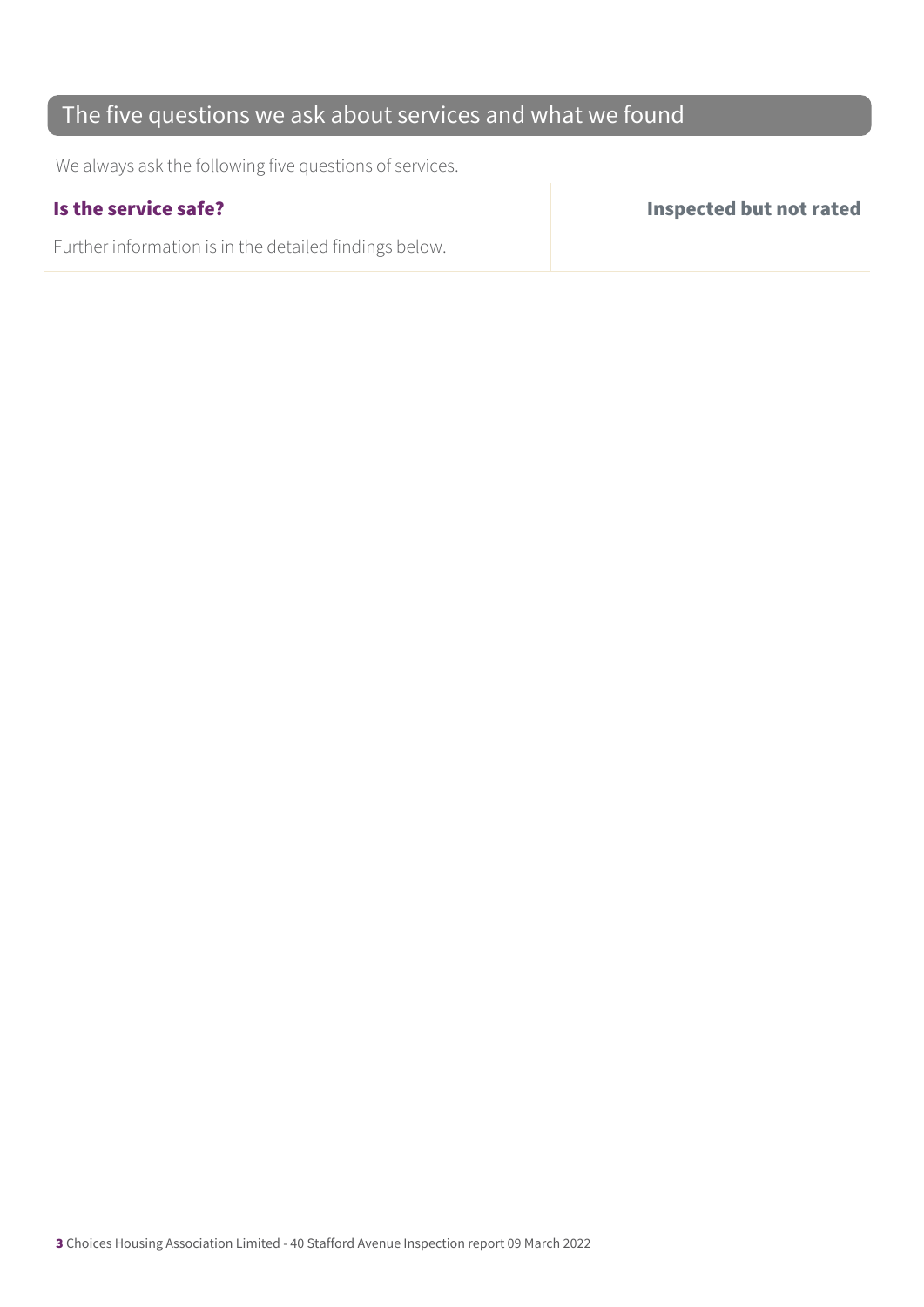## The five questions we ask about services and what we found

We always ask the following five questions of services.

| **Is the service safe?** | **Inspected but not rated** |
| --- | --- |
| Further information is in the detailed findings below. | |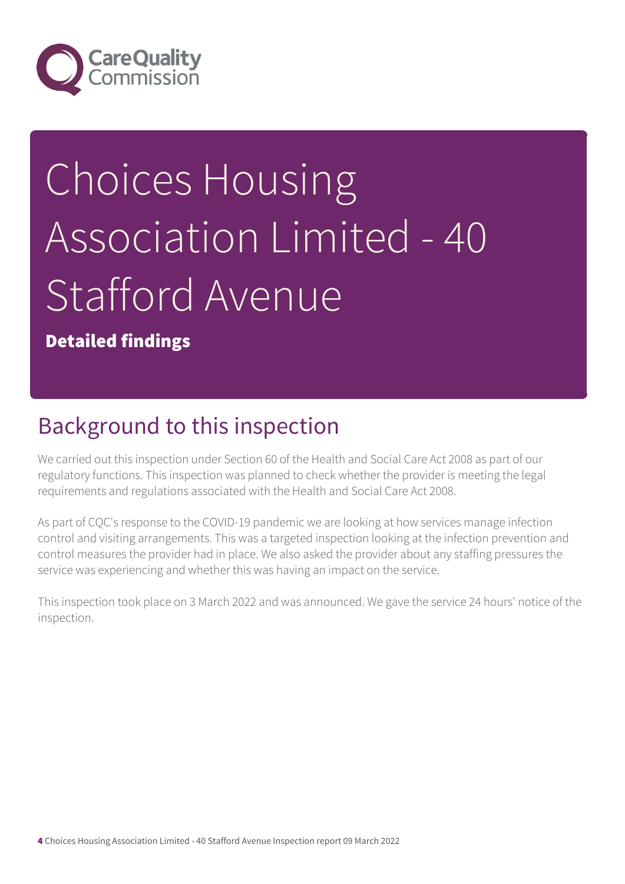# Choices Housing Association Limited - 40 Stafford Avenue

**Detailed findings**

## Background to this inspection

We carried out this inspection under Section 60 of the Health and Social Care Act 2008 as part of our regulatory functions. This inspection was planned to check whether the provider is meeting the legal requirements and regulations associated with the Health and Social Care Act 2008.

As part of CQC's response to the COVID-19 pandemic we are looking at how services manage infection control and visiting arrangements. This was a targeted inspection looking at the infection prevention and control measures the provider had in place. We also asked the provider about any staffing pressures the service was experiencing and whether this was having an impact on the service.

This inspection took place on 3 March 2022 and was announced. We gave the service 24 hours' notice of the inspection.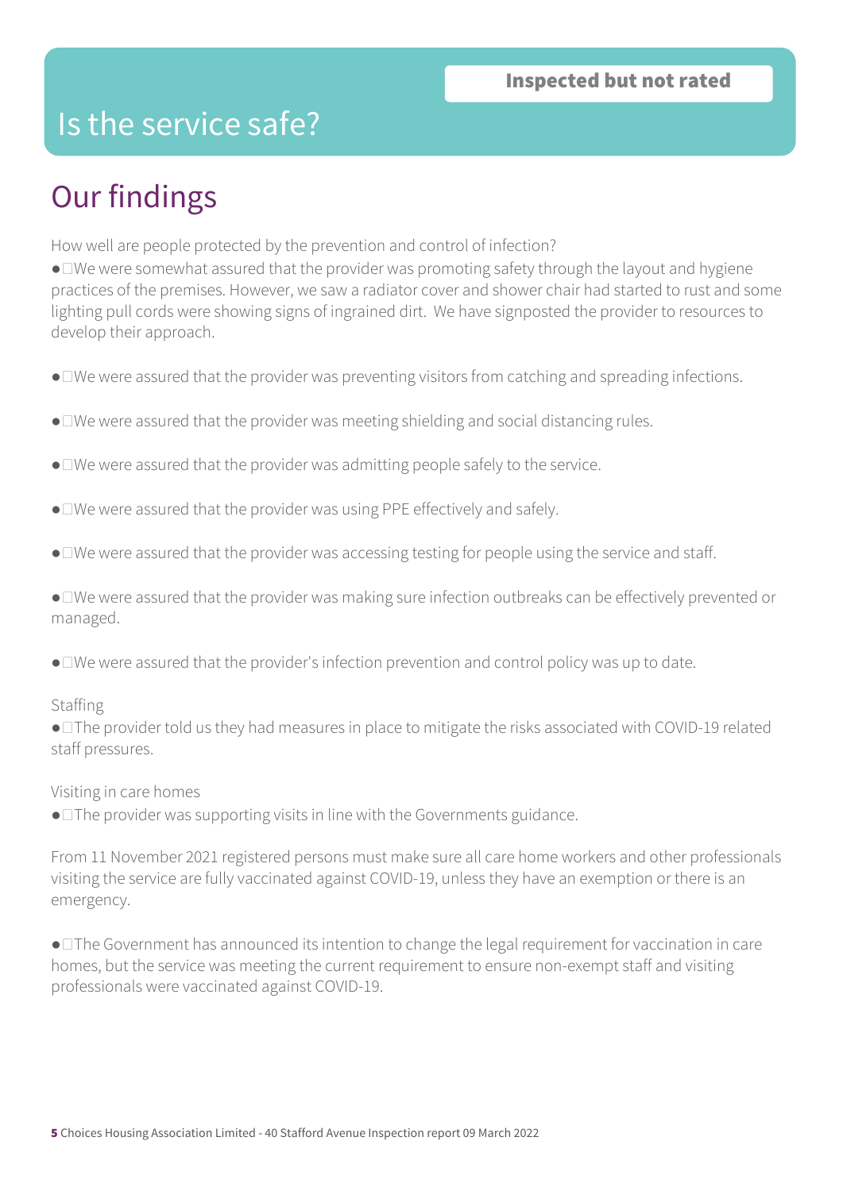Inspected but not rated

# Is the service safe?

## Our findings

How well are people protected by the prevention and control of infection?

- We were somewhat assured that the provider was promoting safety through the layout and hygiene practices of the premises. However, we saw a radiator cover and shower chair had started to rust and some lighting pull cords were showing signs of ingrained dirt. We have signposted the provider to resources to develop their approach.

- We were assured that the provider was preventing visitors from catching and spreading infections.

- We were assured that the provider was meeting shielding and social distancing rules.

- We were assured that the provider was admitting people safely to the service.

- We were assured that the provider was using PPE effectively and safely.

- We were assured that the provider was accessing testing for people using the service and staff.

- We were assured that the provider was making sure infection outbreaks can be effectively prevented or managed.

- We were assured that the provider's infection prevention and control policy was up to date.

Staffing

- The provider told us they had measures in place to mitigate the risks associated with COVID-19 related staff pressures.

Visiting in care homes

- The provider was supporting visits in line with the Governments guidance.

From 11 November 2021 registered persons must make sure all care home workers and other professionals visiting the service are fully vaccinated against COVID-19, unless they have an exemption or there is an emergency.

- The Government has announced its intention to change the legal requirement for vaccination in care homes, but the service was meeting the current requirement to ensure non-exempt staff and visiting professionals were vaccinated against COVID-19.